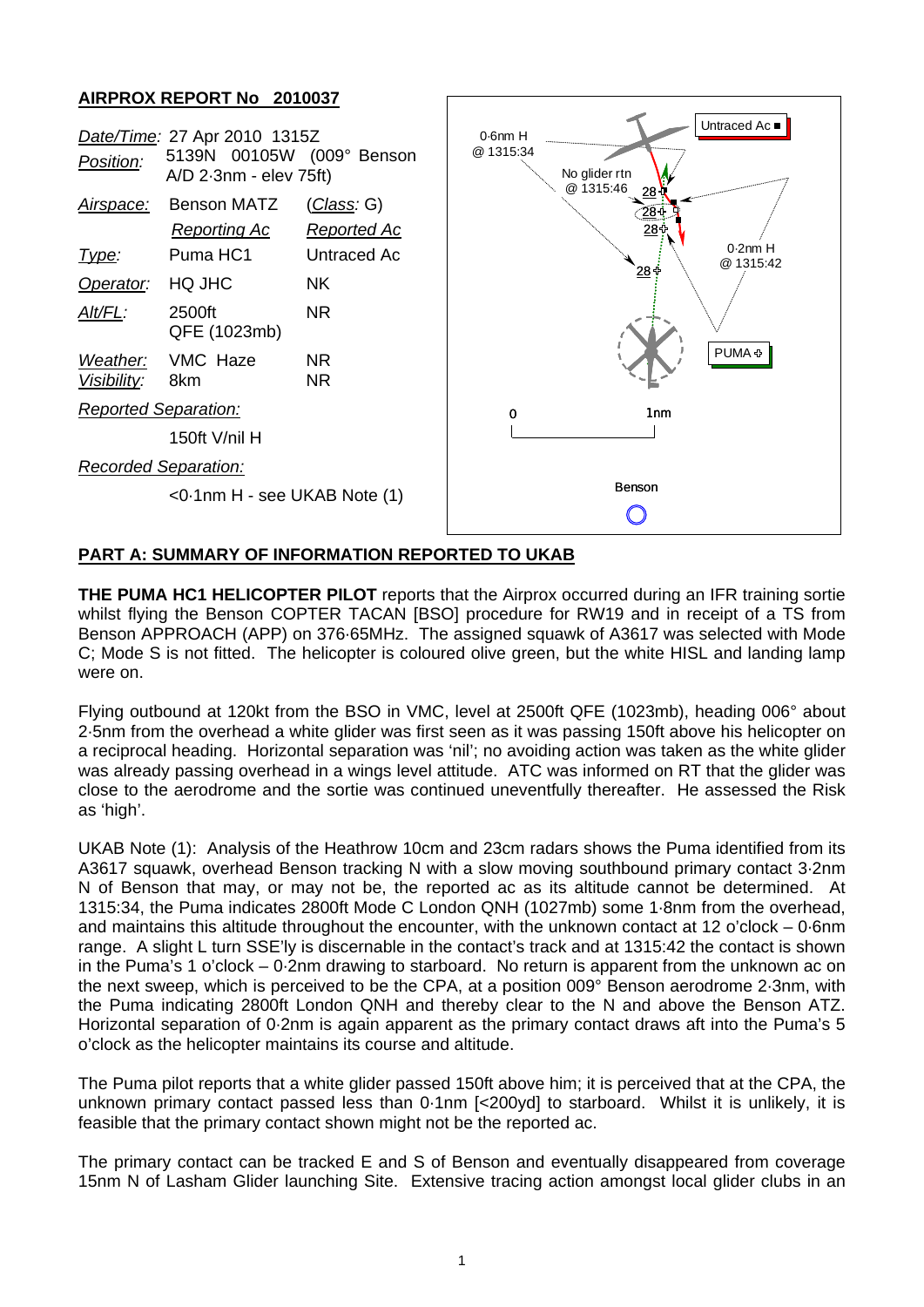## AIRPROX REPORT No 2010037

| | | |
|---|---|---|
| *Date/Time:* | 27 Apr 2010 1315Z | |
| *Position:* | 5139N 00105W (009° Benson A/D 2·3nm - elev 75ft) | |
| *Airspace:* | Benson MATZ | (*Class:* G) |
| | *Reporting Ac* | *Reported Ac* |
| *Type:* | Puma HC1 | Untraced Ac |
| *Operator:* | HQ JHC | NK |
| *Alt/FL:* | 2500ft QFE (1023mb) | NR |
| *Weather:* | VMC Haze | NR |
| *Visibility:* | 8km | NR |
| *Reported Separation:* | | |
| | 150ft V/nil H | |
| *Recorded Separation:* | | |
| | <0·1nm H - see UKAB Note (1) | |

Untraced Ac ■

0·6nm H @ 1315:34

No glider rtn @ 1315:46

0·2nm H @ 1315:42

PUMA

0 1nm

Benson

**PART A: SUMMARY OF INFORMATION REPORTED TO UKAB**

**THE PUMA HC1 HELICOPTER PILOT** reports that the Airprox occurred during an IFR training sortie whilst flying the Benson COPTER TACAN [BSO] procedure for RW19 and in receipt of a TS from Benson APPROACH (APP) on 376·65MHz. The assigned squawk of A3617 was selected with Mode C; Mode S is not fitted. The helicopter is coloured olive green, but the white HISL and landing lamp were on.

Flying outbound at 120kt from the BSO in VMC, level at 2500ft QFE (1023mb), heading 006° about 2·5nm from the overhead a white glider was first seen as it was passing 150ft above his helicopter on a reciprocal heading. Horizontal separation was 'nil'; no avoiding action was taken as the white glider was already passing overhead in a wings level attitude. ATC was informed on RT that the glider was close to the aerodrome and the sortie was continued uneventfully thereafter. He assessed the Risk as 'high'.

UKAB Note (1): Analysis of the Heathrow 10cm and 23cm radars shows the Puma identified from its A3617 squawk, overhead Benson tracking N with a slow moving southbound primary contact 3·2nm N of Benson that may, or may not be, the reported ac as its altitude cannot be determined. At 1315:34, the Puma indicates 2800ft Mode C London QNH (1027mb) some 1·8nm from the overhead, and maintains this altitude throughout the encounter, with the unknown contact at 12 o'clock – 0·6nm range. A slight L turn SSE'ly is discernable in the contact's track and at 1315:42 the contact is shown in the Puma's 1 o'clock – 0·2nm drawing to starboard. No return is apparent from the unknown ac on the next sweep, which is perceived to be the CPA, at a position 009° Benson aerodrome 2·3nm, with the Puma indicating 2800ft London QNH and thereby clear to the N and above the Benson ATZ. Horizontal separation of 0·2nm is again apparent as the primary contact draws aft into the Puma's 5 o'clock as the helicopter maintains its course and altitude.

The Puma pilot reports that a white glider passed 150ft above him; it is perceived that at the CPA, the unknown primary contact passed less than 0·1nm [<200yd] to starboard. Whilst it is unlikely, it is feasible that the primary contact shown might not be the reported ac.

The primary contact can be tracked E and S of Benson and eventually disappeared from coverage 15nm N of Lasham Glider launching Site. Extensive tracing action amongst local glider clubs in an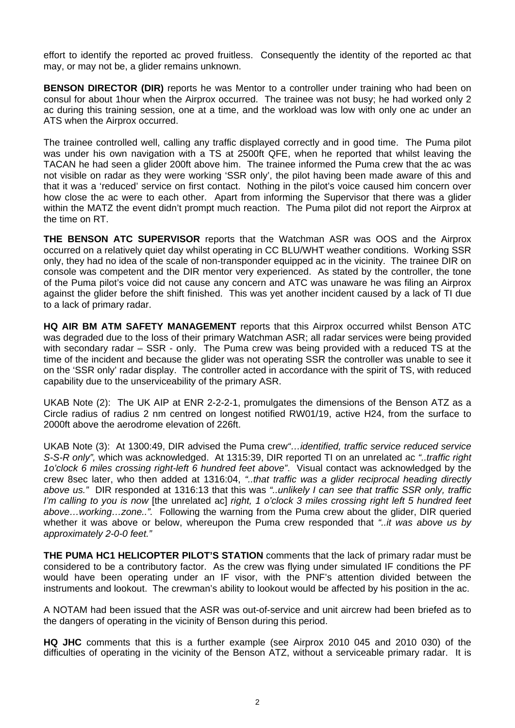effort to identify the reported ac proved fruitless. Consequently the identity of the reported ac that may, or may not be, a glider remains unknown.

**BENSON DIRECTOR (DIR)** reports he was Mentor to a controller under training who had been on consul for about 1hour when the Airprox occurred. The trainee was not busy; he had worked only 2 ac during this training session, one at a time, and the workload was low with only one ac under an ATS when the Airprox occurred.

The trainee controlled well, calling any traffic displayed correctly and in good time. The Puma pilot was under his own navigation with a TS at 2500ft QFE, when he reported that whilst leaving the TACAN he had seen a glider 200ft above him. The trainee informed the Puma crew that the ac was not visible on radar as they were working 'SSR only', the pilot having been made aware of this and that it was a 'reduced' service on first contact. Nothing in the pilot's voice caused him concern over how close the ac were to each other. Apart from informing the Supervisor that there was a glider within the MATZ the event didn't prompt much reaction. The Puma pilot did not report the Airprox at the time on RT.

**THE BENSON ATC SUPERVISOR** reports that the Watchman ASR was OOS and the Airprox occurred on a relatively quiet day whilst operating in CC BLU/WHT weather conditions. Working SSR only, they had no idea of the scale of non-transponder equipped ac in the vicinity. The trainee DIR on console was competent and the DIR mentor very experienced. As stated by the controller, the tone of the Puma pilot's voice did not cause any concern and ATC was unaware he was filing an Airprox against the glider before the shift finished. This was yet another incident caused by a lack of TI due to a lack of primary radar.

**HQ AIR BM ATM SAFETY MANAGEMENT** reports that this Airprox occurred whilst Benson ATC was degraded due to the loss of their primary Watchman ASR; all radar services were being provided with secondary radar – SSR - only. The Puma crew was being provided with a reduced TS at the time of the incident and because the glider was not operating SSR the controller was unable to see it on the 'SSR only' radar display. The controller acted in accordance with the spirit of TS, with reduced capability due to the unserviceability of the primary ASR.

UKAB Note (2): The UK AIP at ENR 2-2-2-1, promulgates the dimensions of the Benson ATZ as a Circle radius of radius 2 nm centred on longest notified RW01/19, active H24, from the surface to 2000ft above the aerodrome elevation of 226ft.

UKAB Note (3): At 1300:49, DIR advised the Puma crew*"…identified, traffic service reduced service S-S-R only",* which was acknowledged. At 1315:39, DIR reported TI on an unrelated ac *"..traffic right 1o'clock 6 miles crossing right-left 6 hundred feet above"*. Visual contact was acknowledged by the crew 8sec later, who then added at 1316:04, *"..that traffic was a glider reciprocal heading directly above us."* DIR responded at 1316:13 that this was *"..unlikely I can see that traffic SSR only, traffic I'm calling to you is now* [the unrelated ac] *right, 1 o'clock 3 miles crossing right left 5 hundred feet above…working…zone..".* Following the warning from the Puma crew about the glider, DIR queried whether it was above or below, whereupon the Puma crew responded that *"..it was above us by approximately 2-0-0 feet."*

**THE PUMA HC1 HELICOPTER PILOT'S STATION** comments that the lack of primary radar must be considered to be a contributory factor. As the crew was flying under simulated IF conditions the PF would have been operating under an IF visor, with the PNF's attention divided between the instruments and lookout. The crewman's ability to lookout would be affected by his position in the ac.

A NOTAM had been issued that the ASR was out-of-service and unit aircrew had been briefed as to the dangers of operating in the vicinity of Benson during this period.

**HQ JHC** comments that this is a further example (see Airprox 2010 045 and 2010 030) of the difficulties of operating in the vicinity of the Benson ATZ, without a serviceable primary radar. It is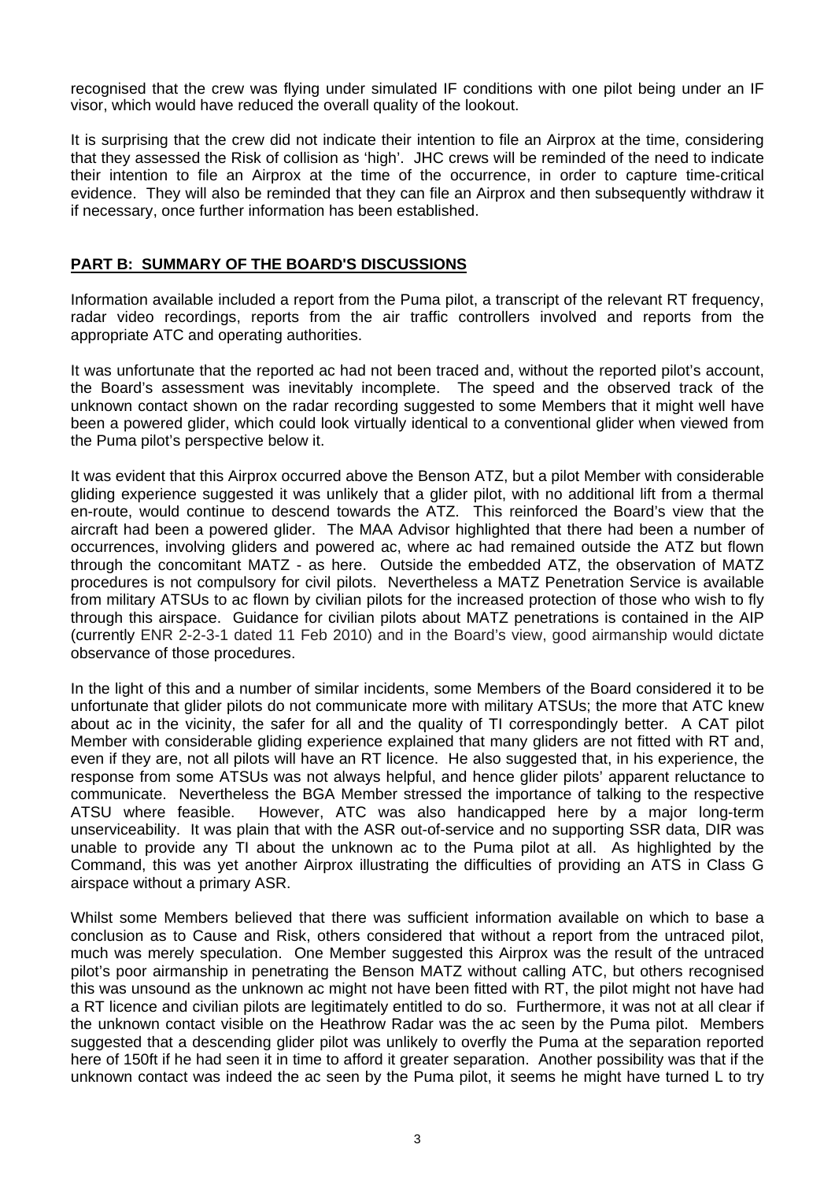recognised that the crew was flying under simulated IF conditions with one pilot being under an IF visor, which would have reduced the overall quality of the lookout.

It is surprising that the crew did not indicate their intention to file an Airprox at the time, considering that they assessed the Risk of collision as 'high'. JHC crews will be reminded of the need to indicate their intention to file an Airprox at the time of the occurrence, in order to capture time-critical evidence. They will also be reminded that they can file an Airprox and then subsequently withdraw it if necessary, once further information has been established.

## PART B: SUMMARY OF THE BOARD'S DISCUSSIONS

Information available included a report from the Puma pilot, a transcript of the relevant RT frequency, radar video recordings, reports from the air traffic controllers involved and reports from the appropriate ATC and operating authorities.

It was unfortunate that the reported ac had not been traced and, without the reported pilot's account, the Board's assessment was inevitably incomplete. The speed and the observed track of the unknown contact shown on the radar recording suggested to some Members that it might well have been a powered glider, which could look virtually identical to a conventional glider when viewed from the Puma pilot's perspective below it.

It was evident that this Airprox occurred above the Benson ATZ, but a pilot Member with considerable gliding experience suggested it was unlikely that a glider pilot, with no additional lift from a thermal en-route, would continue to descend towards the ATZ. This reinforced the Board's view that the aircraft had been a powered glider. The MAA Advisor highlighted that there had been a number of occurrences, involving gliders and powered ac, where ac had remained outside the ATZ but flown through the concomitant MATZ - as here. Outside the embedded ATZ, the observation of MATZ procedures is not compulsory for civil pilots. Nevertheless a MATZ Penetration Service is available from military ATSUs to ac flown by civilian pilots for the increased protection of those who wish to fly through this airspace. Guidance for civilian pilots about MATZ penetrations is contained in the AIP (currently ENR 2-2-3-1 dated 11 Feb 2010) and in the Board's view, good airmanship would dictate observance of those procedures.

In the light of this and a number of similar incidents, some Members of the Board considered it to be unfortunate that glider pilots do not communicate more with military ATSUs; the more that ATC knew about ac in the vicinity, the safer for all and the quality of TI correspondingly better. A CAT pilot Member with considerable gliding experience explained that many gliders are not fitted with RT and, even if they are, not all pilots will have an RT licence. He also suggested that, in his experience, the response from some ATSUs was not always helpful, and hence glider pilots' apparent reluctance to communicate. Nevertheless the BGA Member stressed the importance of talking to the respective ATSU where feasible. However, ATC was also handicapped here by a major long-term unserviceability. It was plain that with the ASR out-of-service and no supporting SSR data, DIR was unable to provide any TI about the unknown ac to the Puma pilot at all. As highlighted by the Command, this was yet another Airprox illustrating the difficulties of providing an ATS in Class G airspace without a primary ASR.

Whilst some Members believed that there was sufficient information available on which to base a conclusion as to Cause and Risk, others considered that without a report from the untraced pilot, much was merely speculation. One Member suggested this Airprox was the result of the untraced pilot's poor airmanship in penetrating the Benson MATZ without calling ATC, but others recognised this was unsound as the unknown ac might not have been fitted with RT, the pilot might not have had a RT licence and civilian pilots are legitimately entitled to do so. Furthermore, it was not at all clear if the unknown contact visible on the Heathrow Radar was the ac seen by the Puma pilot. Members suggested that a descending glider pilot was unlikely to overfly the Puma at the separation reported here of 150ft if he had seen it in time to afford it greater separation. Another possibility was that if the unknown contact was indeed the ac seen by the Puma pilot, it seems he might have turned L to try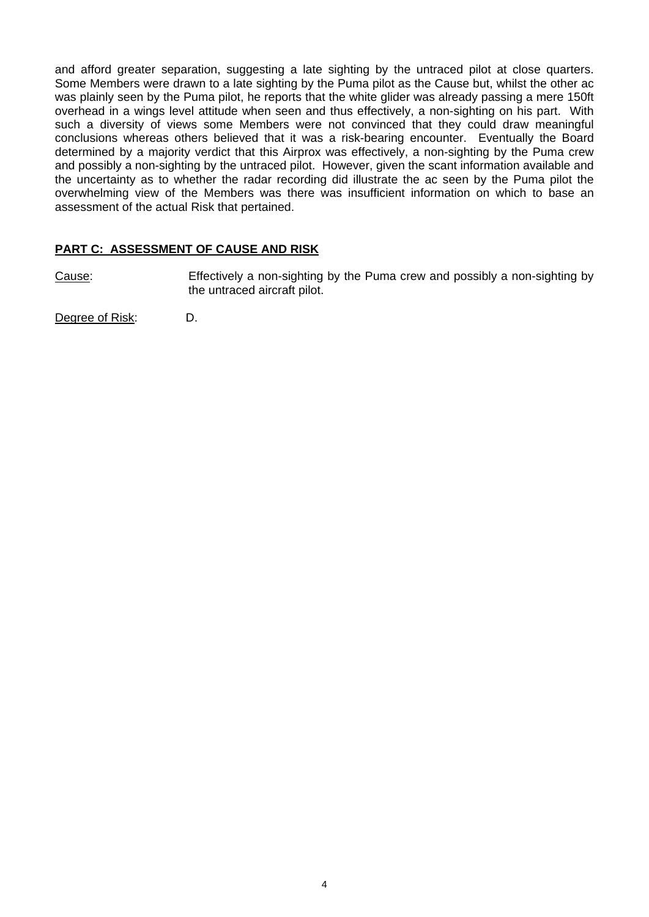and afford greater separation, suggesting a late sighting by the untraced pilot at close quarters. Some Members were drawn to a late sighting by the Puma pilot as the Cause but, whilst the other ac was plainly seen by the Puma pilot, he reports that the white glider was already passing a mere 150ft overhead in a wings level attitude when seen and thus effectively, a non-sighting on his part. With such a diversity of views some Members were not convinced that they could draw meaningful conclusions whereas others believed that it was a risk-bearing encounter. Eventually the Board determined by a majority verdict that this Airprox was effectively, a non-sighting by the Puma crew and possibly a non-sighting by the untraced pilot. However, given the scant information available and the uncertainty as to whether the radar recording did illustrate the ac seen by the Puma pilot the overwhelming view of the Members was there was insufficient information on which to base an assessment of the actual Risk that pertained.

**PART C: ASSESSMENT OF CAUSE AND RISK**

Cause: Effectively a non-sighting by the Puma crew and possibly a non-sighting by the untraced aircraft pilot.

Degree of Risk: D.